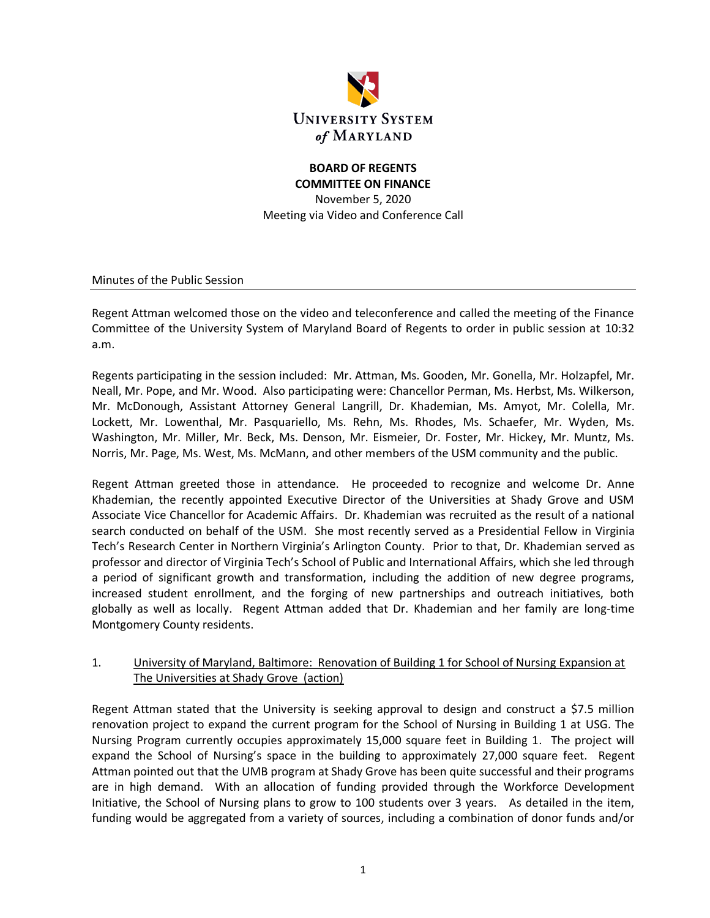UNIVERSITY SYSTEM of MARYLAND

**BOARD OF REGENTS**
**COMMITTEE ON FINANCE**
November 5, 2020
Meeting via Video and Conference Call

Minutes of the Public Session

Regent Attman welcomed those on the video and teleconference and called the meeting of the Finance Committee of the University System of Maryland Board of Regents to order in public session at 10:32 a.m.

Regents participating in the session included: Mr. Attman, Ms. Gooden, Mr. Gonella, Mr. Holzapfel, Mr. Neall, Mr. Pope, and Mr. Wood. Also participating were: Chancellor Perman, Ms. Herbst, Ms. Wilkerson, Mr. McDonough, Assistant Attorney General Langrill, Dr. Khademian, Ms. Amyot, Mr. Colella, Mr. Lockett, Mr. Lowenthal, Mr. Pasquariello, Ms. Rehn, Ms. Rhodes, Ms. Schaefer, Mr. Wyden, Ms. Washington, Mr. Miller, Mr. Beck, Ms. Denson, Mr. Eismeier, Dr. Foster, Mr. Hickey, Mr. Muntz, Ms. Norris, Mr. Page, Ms. West, Ms. McMann, and other members of the USM community and the public.

Regent Attman greeted those in attendance. He proceeded to recognize and welcome Dr. Anne Khademian, the recently appointed Executive Director of the Universities at Shady Grove and USM Associate Vice Chancellor for Academic Affairs. Dr. Khademian was recruited as the result of a national search conducted on behalf of the USM. She most recently served as a Presidential Fellow in Virginia Tech's Research Center in Northern Virginia's Arlington County. Prior to that, Dr. Khademian served as professor and director of Virginia Tech's School of Public and International Affairs, which she led through a period of significant growth and transformation, including the addition of new degree programs, increased student enrollment, and the forging of new partnerships and outreach initiatives, both globally as well as locally. Regent Attman added that Dr. Khademian and her family are long-time Montgomery County residents.

1. University of Maryland, Baltimore: Renovation of Building 1 for School of Nursing Expansion at The Universities at Shady Grove (action)

Regent Attman stated that the University is seeking approval to design and construct a $7.5 million renovation project to expand the current program for the School of Nursing in Building 1 at USG. The Nursing Program currently occupies approximately 15,000 square feet in Building 1. The project will expand the School of Nursing's space in the building to approximately 27,000 square feet. Regent Attman pointed out that the UMB program at Shady Grove has been quite successful and their programs are in high demand. With an allocation of funding provided through the Workforce Development Initiative, the School of Nursing plans to grow to 100 students over 3 years. As detailed in the item, funding would be aggregated from a variety of sources, including a combination of donor funds and/or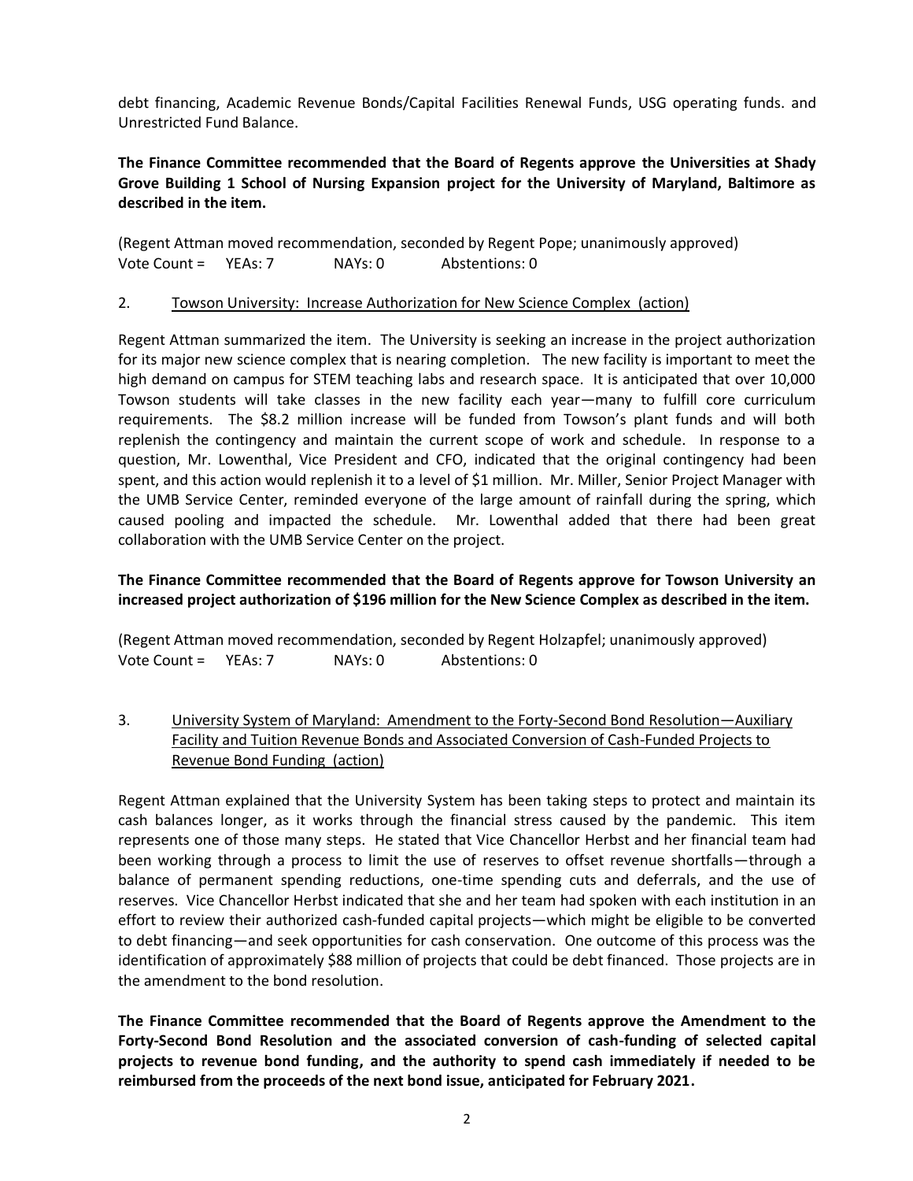debt financing, Academic Revenue Bonds/Capital Facilities Renewal Funds, USG operating funds. and Unrestricted Fund Balance.

**The Finance Committee recommended that the Board of Regents approve the Universities at Shady Grove Building 1 School of Nursing Expansion project for the University of Maryland, Baltimore as described in the item.**

(Regent Attman moved recommendation, seconded by Regent Pope; unanimously approved)
Vote Count = YEAs: 7 NAYs: 0 Abstentions: 0

2. Towson University: Increase Authorization for New Science Complex (action)

Regent Attman summarized the item. The University is seeking an increase in the project authorization for its major new science complex that is nearing completion. The new facility is important to meet the high demand on campus for STEM teaching labs and research space. It is anticipated that over 10,000 Towson students will take classes in the new facility each year—many to fulfill core curriculum requirements. The $8.2 million increase will be funded from Towson's plant funds and will both replenish the contingency and maintain the current scope of work and schedule. In response to a question, Mr. Lowenthal, Vice President and CFO, indicated that the original contingency had been spent, and this action would replenish it to a level of $1 million. Mr. Miller, Senior Project Manager with the UMB Service Center, reminded everyone of the large amount of rainfall during the spring, which caused pooling and impacted the schedule. Mr. Lowenthal added that there had been great collaboration with the UMB Service Center on the project.

**The Finance Committee recommended that the Board of Regents approve for Towson University an increased project authorization of $196 million for the New Science Complex as described in the item.**

(Regent Attman moved recommendation, seconded by Regent Holzapfel; unanimously approved)
Vote Count = YEAs: 7 NAYs: 0 Abstentions: 0

3. University System of Maryland: Amendment to the Forty-Second Bond Resolution—Auxiliary Facility and Tuition Revenue Bonds and Associated Conversion of Cash-Funded Projects to Revenue Bond Funding (action)

Regent Attman explained that the University System has been taking steps to protect and maintain its cash balances longer, as it works through the financial stress caused by the pandemic. This item represents one of those many steps. He stated that Vice Chancellor Herbst and her financial team had been working through a process to limit the use of reserves to offset revenue shortfalls—through a balance of permanent spending reductions, one-time spending cuts and deferrals, and the use of reserves. Vice Chancellor Herbst indicated that she and her team had spoken with each institution in an effort to review their authorized cash-funded capital projects—which might be eligible to be converted to debt financing—and seek opportunities for cash conservation. One outcome of this process was the identification of approximately $88 million of projects that could be debt financed. Those projects are in the amendment to the bond resolution.

**The Finance Committee recommended that the Board of Regents approve the Amendment to the Forty-Second Bond Resolution and the associated conversion of cash-funding of selected capital projects to revenue bond funding, and the authority to spend cash immediately if needed to be reimbursed from the proceeds of the next bond issue, anticipated for February 2021.**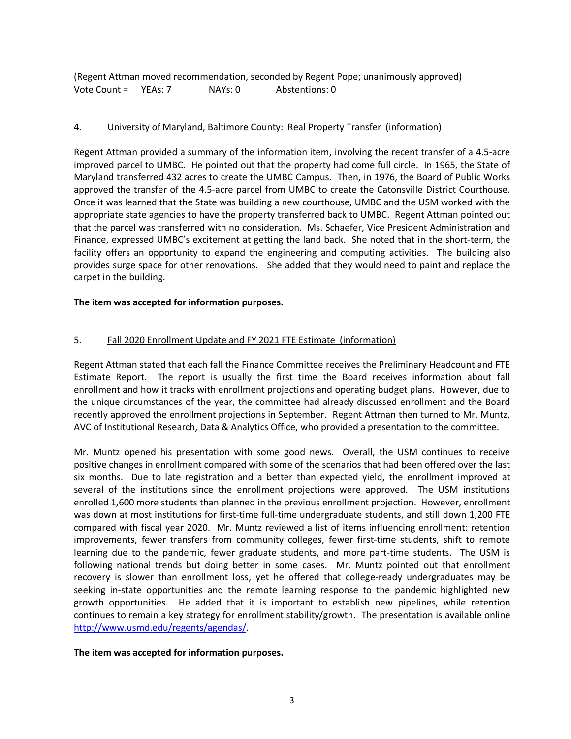(Regent Attman moved recommendation, seconded by Regent Pope; unanimously approved)
Vote Count = YEAs: 7 NAYs: 0 Abstentions: 0

4. University of Maryland, Baltimore County: Real Property Transfer (information)

Regent Attman provided a summary of the information item, involving the recent transfer of a 4.5-acre improved parcel to UMBC. He pointed out that the property had come full circle. In 1965, the State of Maryland transferred 432 acres to create the UMBC Campus. Then, in 1976, the Board of Public Works approved the transfer of the 4.5-acre parcel from UMBC to create the Catonsville District Courthouse. Once it was learned that the State was building a new courthouse, UMBC and the USM worked with the appropriate state agencies to have the property transferred back to UMBC. Regent Attman pointed out that the parcel was transferred with no consideration. Ms. Schaefer, Vice President Administration and Finance, expressed UMBC's excitement at getting the land back. She noted that in the short-term, the facility offers an opportunity to expand the engineering and computing activities. The building also provides surge space for other renovations. She added that they would need to paint and replace the carpet in the building.

**The item was accepted for information purposes.**

5. Fall 2020 Enrollment Update and FY 2021 FTE Estimate (information)

Regent Attman stated that each fall the Finance Committee receives the Preliminary Headcount and FTE Estimate Report. The report is usually the first time the Board receives information about fall enrollment and how it tracks with enrollment projections and operating budget plans. However, due to the unique circumstances of the year, the committee had already discussed enrollment and the Board recently approved the enrollment projections in September. Regent Attman then turned to Mr. Muntz, AVC of Institutional Research, Data & Analytics Office, who provided a presentation to the committee.

Mr. Muntz opened his presentation with some good news. Overall, the USM continues to receive positive changes in enrollment compared with some of the scenarios that had been offered over the last six months. Due to late registration and a better than expected yield, the enrollment improved at several of the institutions since the enrollment projections were approved. The USM institutions enrolled 1,600 more students than planned in the previous enrollment projection. However, enrollment was down at most institutions for first-time full-time undergraduate students, and still down 1,200 FTE compared with fiscal year 2020. Mr. Muntz reviewed a list of items influencing enrollment: retention improvements, fewer transfers from community colleges, fewer first-time students, shift to remote learning due to the pandemic, fewer graduate students, and more part-time students. The USM is following national trends but doing better in some cases. Mr. Muntz pointed out that enrollment recovery is slower than enrollment loss, yet he offered that college-ready undergraduates may be seeking in-state opportunities and the remote learning response to the pandemic highlighted new growth opportunities. He added that it is important to establish new pipelines, while retention continues to remain a key strategy for enrollment stability/growth. The presentation is available online http://www.usmd.edu/regents/agendas/.

**The item was accepted for information purposes.**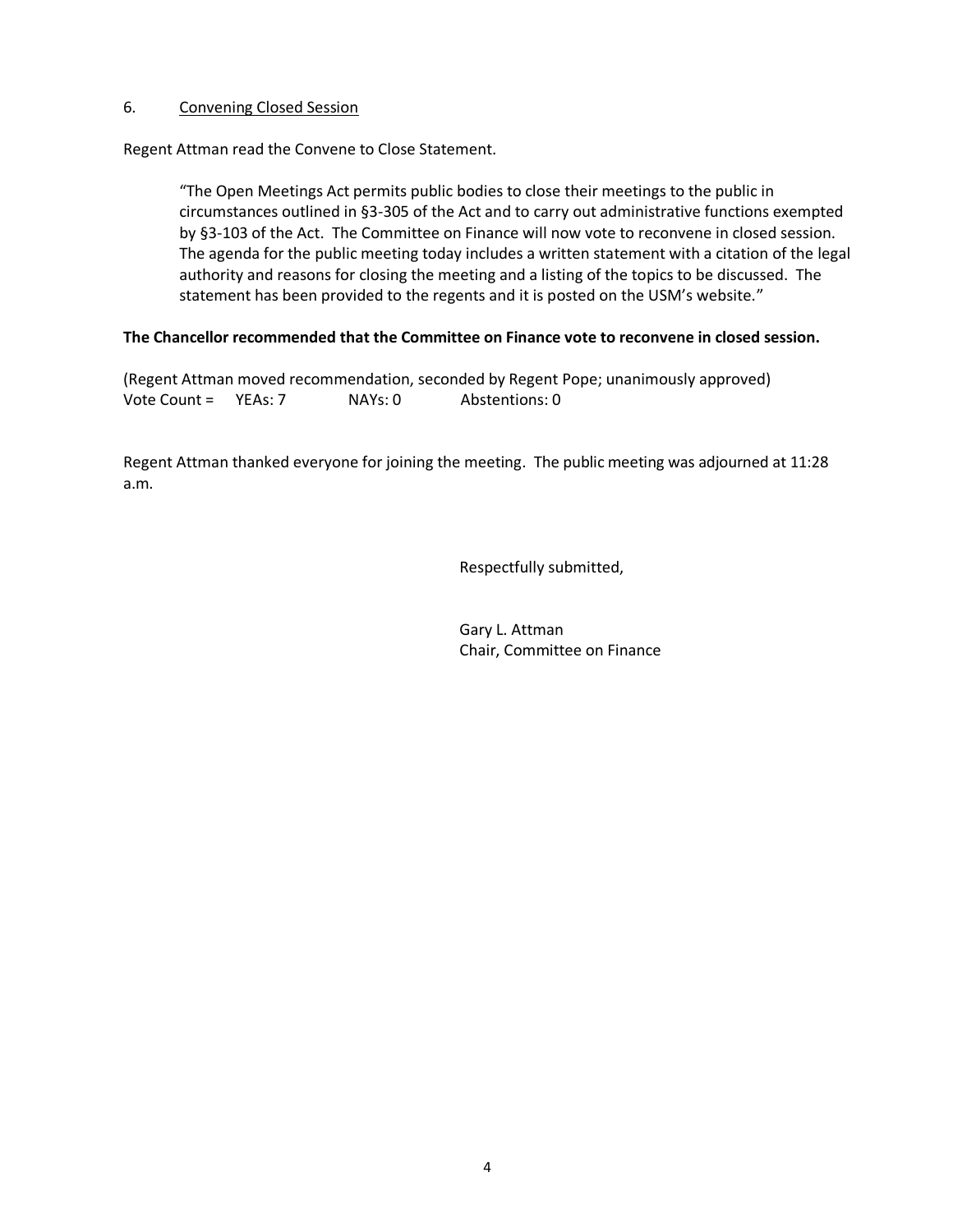6. Convening Closed Session

Regent Attman read the Convene to Close Statement.

> "The Open Meetings Act permits public bodies to close their meetings to the public in circumstances outlined in §3-305 of the Act and to carry out administrative functions exempted by §3-103 of the Act. The Committee on Finance will now vote to reconvene in closed session. The agenda for the public meeting today includes a written statement with a citation of the legal authority and reasons for closing the meeting and a listing of the topics to be discussed. The statement has been provided to the regents and it is posted on the USM's website."

**The Chancellor recommended that the Committee on Finance vote to reconvene in closed session.**

(Regent Attman moved recommendation, seconded by Regent Pope; unanimously approved)
Vote Count = YEAs: 7 NAYs: 0 Abstentions: 0

Regent Attman thanked everyone for joining the meeting. The public meeting was adjourned at 11:28 a.m.

Respectfully submitted,

Gary L. Attman
Chair, Committee on Finance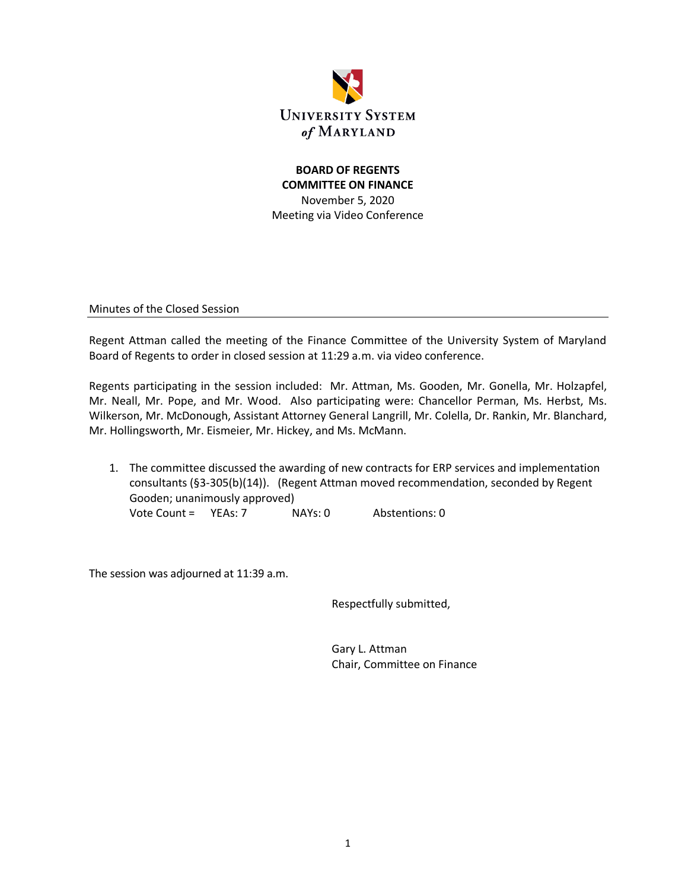UNIVERSITY SYSTEM of MARYLAND

**BOARD OF REGENTS**
**COMMITTEE ON FINANCE**
November 5, 2020
Meeting via Video Conference

Minutes of the Closed Session

---

Regent Attman called the meeting of the Finance Committee of the University System of Maryland Board of Regents to order in closed session at 11:29 a.m. via video conference.

Regents participating in the session included: Mr. Attman, Ms. Gooden, Mr. Gonella, Mr. Holzapfel, Mr. Neall, Mr. Pope, and Mr. Wood. Also participating were: Chancellor Perman, Ms. Herbst, Ms. Wilkerson, Mr. McDonough, Assistant Attorney General Langrill, Mr. Colella, Dr. Rankin, Mr. Blanchard, Mr. Hollingsworth, Mr. Eismeier, Mr. Hickey, and Ms. McMann.

1. The committee discussed the awarding of new contracts for ERP services and implementation consultants (§3-305(b)(14)). (Regent Attman moved recommendation, seconded by Regent Gooden; unanimously approved)
   Vote Count = YEAs: 7 NAYs: 0 Abstentions: 0

The session was adjourned at 11:39 a.m.

Respectfully submitted,

Gary L. Attman
Chair, Committee on Finance